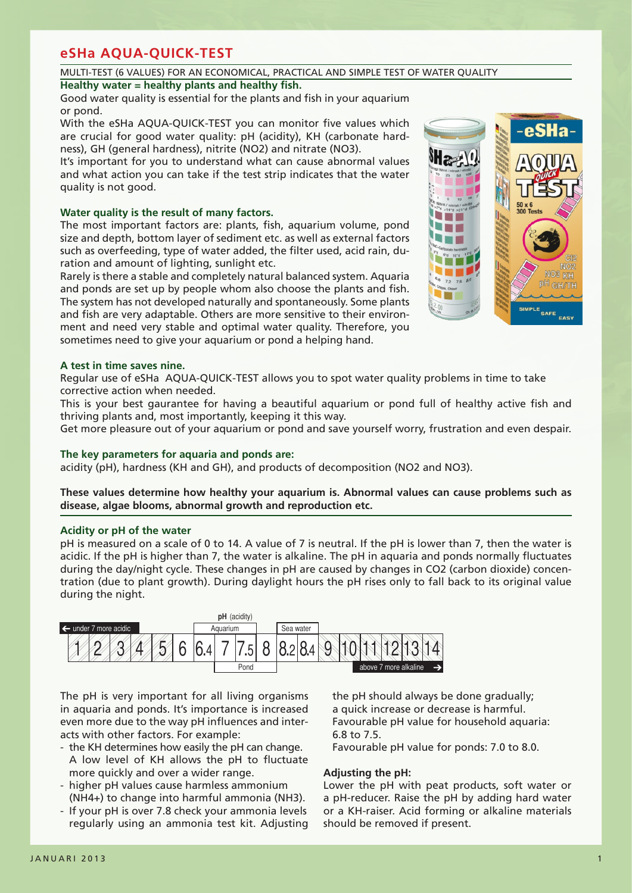## eSHa AQUA-QUICK-TEST

MULTI-TEST (6 VALUES) FOR AN ECONOMICAL, PRACTICAL AND SIMPLE TEST OF WATER QUALITY

**Healthy water = healthy plants and healthy fish.**

Good water quality is essential for the plants and fish in your aquarium or pond.

With the eSHa AQUA-QUICK-TEST you can monitor five values which are crucial for good water quality: pH (acidity), KH (carbonate hardness), GH (general hardness), nitrite (NO2) and nitrate (NO3).

It's important for you to understand what can cause abnormal values and what action you can take if the test strip indicates that the water quality is not good.

### Water quality is the result of many factors.

The most important factors are: plants, fish, aquarium volume, pond size and depth, bottom layer of sediment etc. as well as external factors such as overfeeding, type of water added, the filter used, acid rain, duration and amount of lighting, sunlight etc.

Rarely is there a stable and completely natural balanced system. Aquaria and ponds are set up by people whom also choose the plants and fish. The system has not developed naturally and spontaneously. Some plants and fish are very adaptable. Others are more sensitive to their environment and need very stable and optimal water quality. Therefore, you sometimes need to give your aquarium or pond a helping hand.

### A test in time saves nine.

Regular use of eSHa AQUA-QUICK-TEST allows you to spot water quality problems in time to take corrective action when needed.

This is your best gaurantee for having a beautiful aquarium or pond full of healthy active fish and thriving plants and, most importantly, keeping it this way.

Get more pleasure out of your aquarium or pond and save yourself worry, frustration and even despair.

### The key parameters for aquaria and ponds are:

acidity (pH), hardness (KH and GH), and products of decomposition (NO2 and NO3).

**These values determine how healthy your aquarium is. Abnormal values can cause problems such as disease, algae blooms, abnormal growth and reproduction etc.**

### Acidity or pH of the water

pH is measured on a scale of 0 to 14. A value of 7 is neutral. If the pH is lower than 7, then the water is acidic. If the pH is higher than 7, the water is alkaline. The pH in aquaria and ponds normally fluctuates during the day/night cycle. These changes in pH are caused by changes in CO2 (carbon dioxide) concentration (due to plant growth). During daylight hours the pH rises only to fall back to its original value during the night.

**pH** (acidity)

| ← under 7 more acidic | | | | | | Aquarium | | | | Sea water | | | | | | | |
|---|---|---|---|---|---|---|---|---|---|---|---|---|---|---|---|---|---|
| 1 | 2 | 3 | 4 | 5 | 6 | 6.4 | 7 | 7.5 | 8 | 8.2 | 8.4 | 9 | 10 | 11 | 12 | 13 | 14 |
| | | | | | | | Pond | | | | | | above 7 more alkaline → | | | | |

The pH is very important for all living organisms in aquaria and ponds. It's importance is increased even more due to the way pH influences and interacts with other factors. For example:

- the KH determines how easily the pH can change. A low level of KH allows the pH to fluctuate more quickly and over a wider range.
- higher pH values cause harmless ammonium (NH4+) to change into harmful ammonia (NH3).
- If your pH is over 7.8 check your ammonia levels regularly using an ammonia test kit. Adjusting the pH should always be done gradually; a quick increase or decrease is harmful.

Favourable pH value for household aquaria: 6.8 to 7.5.

Favourable pH value for ponds: 7.0 to 8.0.

### Adjusting the pH:

Lower the pH with peat products, soft water or a pH-reducer. Raise the pH by adding hard water or a KH-raiser. Acid forming or alkaline materials should be removed if present.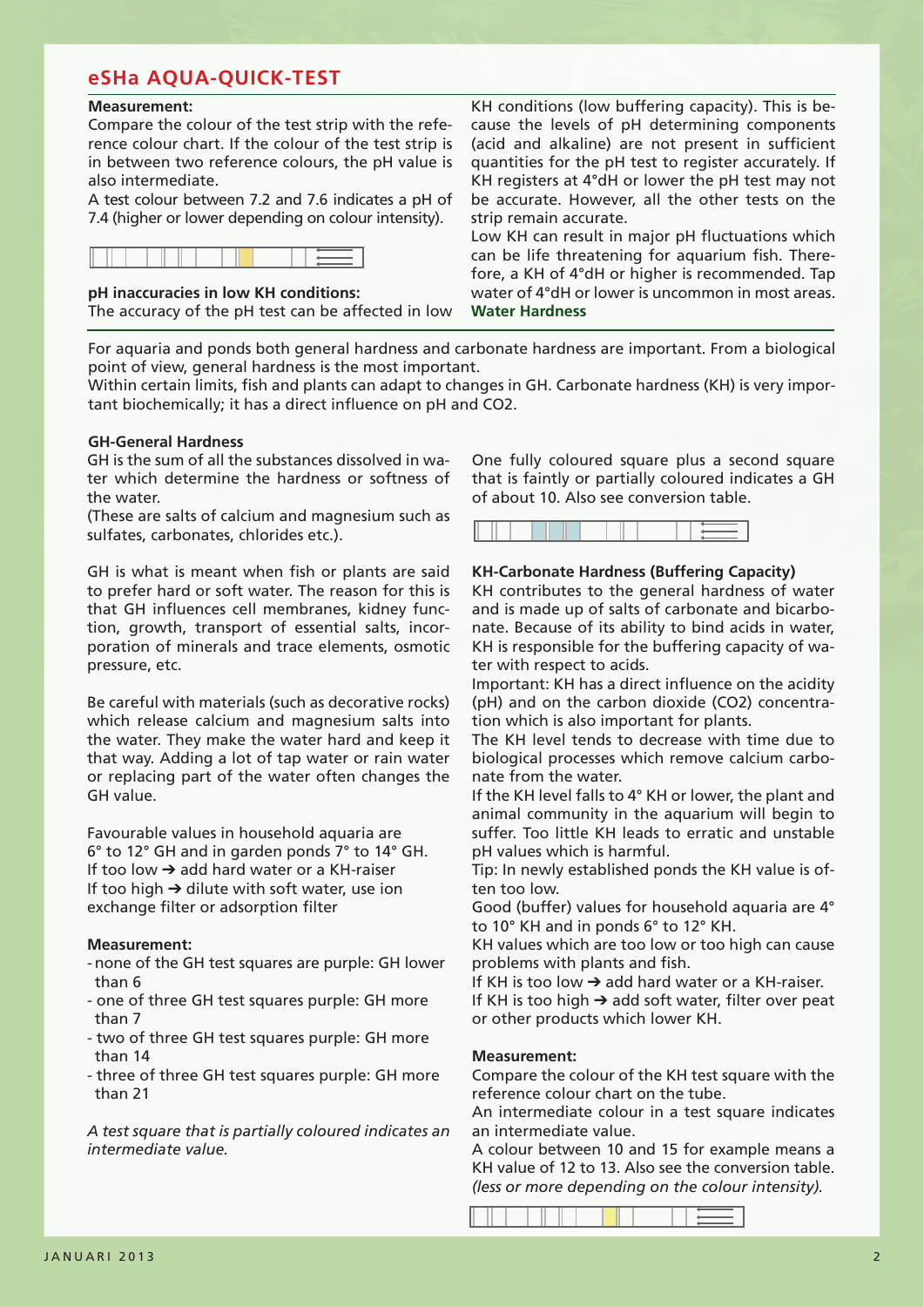## eSHa AQUA-QUICK-TEST

**Measurement:**
Compare the colour of the test strip with the reference colour chart. If the colour of the test strip is in between two reference colours, the pH value is also intermediate.
A test colour between 7.2 and 7.6 indicates a pH of 7.4 (higher or lower depending on colour intensity).

**pH inaccuracies in low KH conditions:**
The accuracy of the pH test can be affected in low KH conditions (low buffering capacity). This is because the levels of pH determining components (acid and alkaline) are not present in sufficient quantities for the pH test to register accurately. If KH registers at 4°dH or lower the pH test may not be accurate. However, all the other tests on the strip remain accurate.
Low KH can result in major pH fluctuations which can be life threatening for aquarium fish. Therefore, a KH of 4°dH or higher is recommended. Tap water of 4°dH or lower is uncommon in most areas.

## Water Hardness

For aquaria and ponds both general hardness and carbonate hardness are important. From a biological point of view, general hardness is the most important.
Within certain limits, fish and plants can adapt to changes in GH. Carbonate hardness (KH) is very important biochemically; it has a direct influence on pH and $CO_2$.

### GH-General Hardness

GH is the sum of all the substances dissolved in water which determine the hardness or softness of the water.
(These are salts of calcium and magnesium such as sulfates, carbonates, chlorides etc.).

GH is what is meant when fish or plants are said to prefer hard or soft water. The reason for this is that GH influences cell membranes, kidney function, growth, transport of essential salts, incorporation of minerals and trace elements, osmotic pressure, etc.

Be careful with materials (such as decorative rocks) which release calcium and magnesium salts into the water. They make the water hard and keep it that way. Adding a lot of tap water or rain water or replacing part of the water often changes the GH value.

Favourable values in household aquaria are 6° to 12° GH and in garden ponds 7° to 14° GH.
If too low ➔ add hard water or a KH-raiser
If too high ➔ dilute with soft water, use ion exchange filter or adsorption filter

**Measurement:**

- none of the GH test squares are purple: GH lower than 6
- one of three GH test squares purple: GH more than 7
- two of three GH test squares purple: GH more than 14
- three of three GH test squares purple: GH more than 21

*A test square that is partially coloured indicates an intermediate value.*

One fully coloured square plus a second square that is faintly or partially coloured indicates a GH of about 10. Also see conversion table.

### KH-Carbonate Hardness (Buffering Capacity)

KH contributes to the general hardness of water and is made up of salts of carbonate and bicarbonate. Because of its ability to bind acids in water, KH is responsible for the buffering capacity of water with respect to acids.
Important: KH has a direct influence on the acidity (pH) and on the carbon dioxide ($CO_2$) concentration which is also important for plants.
The KH level tends to decrease with time due to biological processes which remove calcium carbonate from the water.
If the KH level falls to 4° KH or lower, the plant and animal community in the aquarium will begin to suffer. Too little KH leads to erratic and unstable pH values which is harmful.
Tip: In newly established ponds the KH value is often too low.
Good (buffer) values for household aquaria are 4° to 10° KH and in ponds 6° to 12° KH.
KH values which are too low or too high can cause problems with plants and fish.
If KH is too low ➔ add hard water or a KH-raiser.
If KH is too high ➔ add soft water, filter over peat or other products which lower KH.

**Measurement:**
Compare the colour of the KH test square with the reference colour chart on the tube.
An intermediate colour in a test square indicates an intermediate value.
A colour between 10 and 15 for example means a KH value of 12 to 13. Also see the conversion table.
*(less or more depending on the colour intensity).*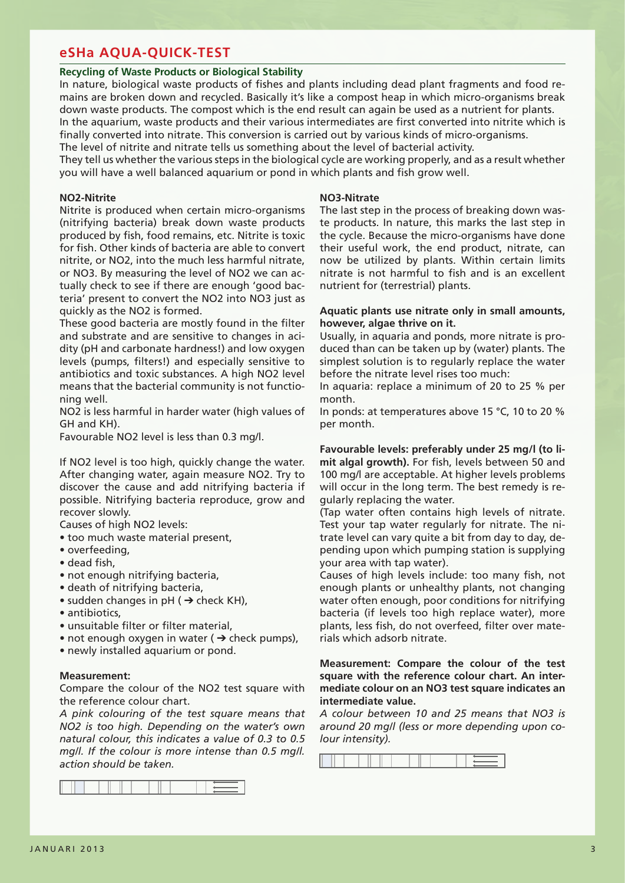## eSHa AQUA-QUICK-TEST

### Recycling of Waste Products or Biological Stability

In nature, biological waste products of fishes and plants including dead plant fragments and food remains are broken down and recycled. Basically it's like a compost heap in which micro-organisms break down waste products. The compost which is the end result can again be used as a nutrient for plants. In the aquarium, waste products and their various intermediates are first converted into nitrite which is finally converted into nitrate. This conversion is carried out by various kinds of micro-organisms. The level of nitrite and nitrate tells us something about the level of bacterial activity. They tell us whether the various steps in the biological cycle are working properly, and as a result whether you will have a well balanced aquarium or pond in which plants and fish grow well.

#### NO2-Nitrite

Nitrite is produced when certain micro-organisms (nitrifying bacteria) break down waste products produced by fish, food remains, etc. Nitrite is toxic for fish. Other kinds of bacteria are able to convert nitrite, or NO2, into the much less harmful nitrate, or NO3. By measuring the level of NO2 we can actually check to see if there are enough 'good bacteria' present to convert the NO2 into NO3 just as quickly as the NO2 is formed.

These good bacteria are mostly found in the filter and substrate and are sensitive to changes in acidity (pH and carbonate hardness!) and low oxygen levels (pumps, filters!) and especially sensitive to antibiotics and toxic substances. A high NO2 level means that the bacterial community is not functioning well.

NO2 is less harmful in harder water (high values of GH and KH).

Favourable NO2 level is less than 0.3 mg/l.

If NO2 level is too high, quickly change the water. After changing water, again measure NO2. Try to discover the cause and add nitrifying bacteria if possible. Nitrifying bacteria reproduce, grow and recover slowly.

Causes of high NO2 levels:

- too much waste material present,
- overfeeding,
- dead fish,
- not enough nitrifying bacteria,
- death of nitrifying bacteria,
- sudden changes in pH ( ➔ check KH),
- antibiotics,
- unsuitable filter or filter material,
- not enough oxygen in water ( ➔ check pumps),
- newly installed aquarium or pond.

#### Measurement:

Compare the colour of the NO2 test square with the reference colour chart.

*A pink colouring of the test square means that NO2 is too high. Depending on the water's own natural colour, this indicates a value of 0.3 to 0.5 mg/l. If the colour is more intense than 0.5 mg/l. action should be taken.*

#### NO3-Nitrate

The last step in the process of breaking down waste products. In nature, this marks the last step in the cycle. Because the micro-organisms have done their useful work, the end product, nitrate, can now be utilized by plants. Within certain limits nitrate is not harmful to fish and is an excellent nutrient for (terrestrial) plants.

**Aquatic plants use nitrate only in small amounts, however, algae thrive on it.**

Usually, in aquaria and ponds, more nitrate is produced than can be taken up by (water) plants. The simplest solution is to regularly replace the water before the nitrate level rises too much:

In aquaria: replace a minimum of 20 to 25 % per month.

In ponds: at temperatures above 15 °C, 10 to 20 % per month.

**Favourable levels: preferably under 25 mg/l (to limit algal growth).** For fish, levels between 50 and 100 mg/l are acceptable. At higher levels problems will occur in the long term. The best remedy is regularly replacing the water.

(Tap water often contains high levels of nitrate. Test your tap water regularly for nitrate. The nitrate level can vary quite a bit from day to day, depending upon which pumping station is supplying your area with tap water).

Causes of high levels include: too many fish, not enough plants or unhealthy plants, not changing water often enough, poor conditions for nitrifying bacteria (if levels too high replace water), more plants, less fish, do not overfeed, filter over materials which adsorb nitrate.

**Measurement: Compare the colour of the test square with the reference colour chart. An intermediate colour on an NO3 test square indicates an intermediate value.**

*A colour between 10 and 25 means that NO3 is around 20 mg/l (less or more depending upon colour intensity).*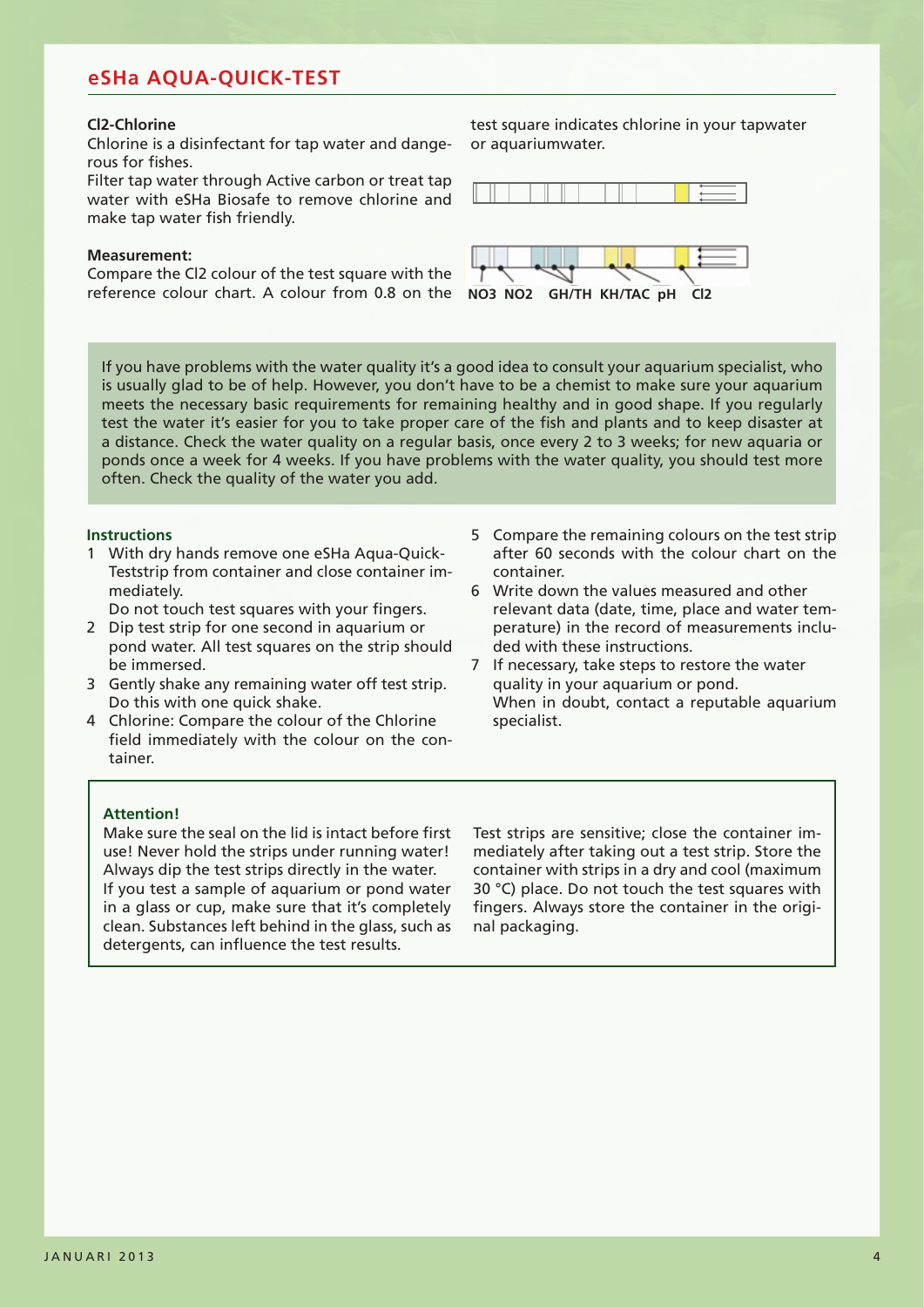## eSHa AQUA-QUICK-TEST

**Cl2-Chlorine**

Chlorine is a disinfectant for tap water and dangerous for fishes.

Filter tap water through Active carbon or treat tap water with eSHa Biosafe to remove chlorine and make tap water fish friendly.

**Measurement:**

Compare the Cl2 colour of the test square with the reference colour chart. A colour from 0.8 on the test square indicates chlorine in your tapwater or aquariumwater.

NO3 NO2 GH/TH KH/TAC pH Cl2

If you have problems with the water quality it's a good idea to consult your aquarium specialist, who is usually glad to be of help. However, you don't have to be a chemist to make sure your aquarium meets the necessary basic requirements for remaining healthy and in good shape. If you regularly test the water it's easier for you to take proper care of the fish and plants and to keep disaster at a distance. Check the water quality on a regular basis, once every 2 to 3 weeks; for new aquaria or ponds once a week for 4 weeks. If you have problems with the water quality, you should test more often. Check the quality of the water you add.

**Instructions**

1. With dry hands remove one eSHa Aqua-Quick-Teststrip from container and close container immediately.
   Do not touch test squares with your fingers.
2. Dip test strip for one second in aquarium or pond water. All test squares on the strip should be immersed.
3. Gently shake any remaining water off test strip. Do this with one quick shake.
4. Chlorine: Compare the colour of the Chlorine field immediately with the colour on the container.
5. Compare the remaining colours on the test strip after 60 seconds with the colour chart on the container.
6. Write down the values measured and other relevant data (date, time, place and water temperature) in the record of measurements included with these instructions.
7. If necessary, take steps to restore the water quality in your aquarium or pond.
   When in doubt, contact a reputable aquarium specialist.

**Attention!**

Make sure the seal on the lid is intact before first use! Never hold the strips under running water! Always dip the test strips directly in the water. If you test a sample of aquarium or pond water in a glass or cup, make sure that it's completely clean. Substances left behind in the glass, such as detergents, can influence the test results.

Test strips are sensitive; close the container immediately after taking out a test strip. Store the container with strips in a dry and cool (maximum 30 °C) place. Do not touch the test squares with fingers. Always store the container in the original packaging.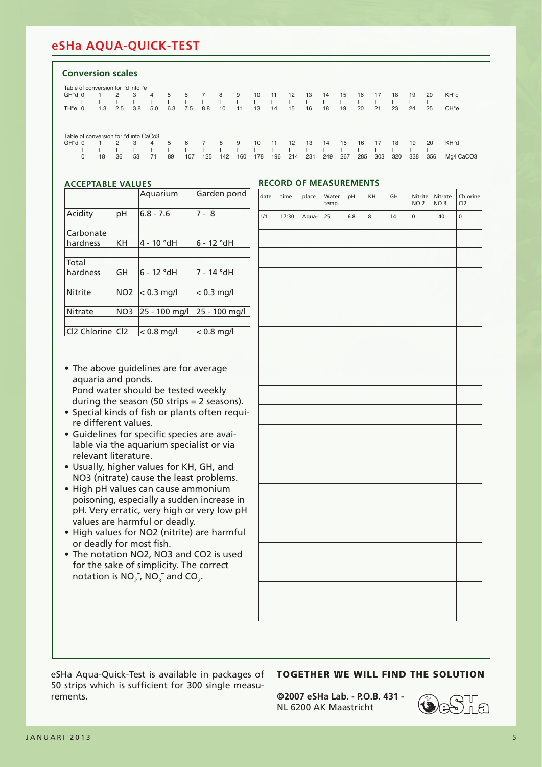# eSHa AQUA-QUICK-TEST

## Conversion scales

Table of conversion for °d into °e

| GH°d | 0 | 1 | 2 | 3 | 4 | 5 | 6 | 7 | 8 | 9 | 10 | 11 | 12 | 13 | 14 | 15 | 16 | 17 | 18 | 19 | 20 | KH°d |
|---|---|---|---|---|---|---|---|---|---|---|---|---|---|---|---|---|---|---|---|---|---|---|
| TH°e | 0 | 1.3 | 2.5 | 3.8 | 5.0 | 6.3 | 7.5 | 8.8 | 10 | 11 | 13 | 14 | 15 | 16 | 18 | 19 | 20 | 21 | 23 | 24 | 25 | CH°e |

Table of conversion for °d into CaCo3

| GH°d | 0 | 1 | 2 | 3 | 4 | 5 | 6 | 7 | 8 | 9 | 10 | 11 | 12 | 13 | 14 | 15 | 16 | 17 | 18 | 19 | 20 | KH°d |
|---|---|---|---|---|---|---|---|---|---|---|---|---|---|---|---|---|---|---|---|---|---|---|
| | 0 | 18 | 36 | 53 | 71 | 89 | 107 | 125 | 142 | 160 | 178 | 196 | 214 | 231 | 249 | 267 | 285 | 303 | 320 | 338 | 356 | Mg/l CaCO3 |

### ACCEPTABLE VALUES

| | | Aquarium | Garden pond |
|---|---|---|---|
| Acidity | pH | 6.8 - 7.6 | 7 - 8 |
| Carbonate hardness | KH | 4 - 10 °dH | 6 - 12 °dH |
| Total hardness | GH | 6 - 12 °dH | 7 - 14 °dH |
| Nitrite | NO2 | < 0.3 mg/l | < 0.3 mg/l |
| Nitrate | NO3 | 25 - 100 mg/l | 25 - 100 mg/l |
| Cl2 Chlorine | Cl2 | < 0.8 mg/l | < 0.8 mg/l |

- The above guidelines are for average aquaria and ponds.
  Pond water should be tested weekly during the season (50 strips = 2 seasons).
- Special kinds of fish or plants often require different values.
- Guidelines for specific species are available via the aquarium specialist or via relevant literature.
- Usually, higher values for KH, GH, and NO3 (nitrate) cause the least problems.
- High pH values can cause ammonium poisoning, especially a sudden increase in pH. Very erratic, very high or very low pH values are harmful or deadly.
- High values for NO2 (nitrite) are harmful or deadly for most fish.
- The notation NO2, NO3 and CO2 is used for the sake of simplicity. The correct notation is $NO_2^-$, $NO_3^-$ and $CO_2$.

### RECORD OF MEASUREMENTS

| date | time | place | Water temp. | pH | KH | GH | Nitrite NO 2 | Nitrate NO 3 | Chlorine Cl2 |
|---|---|---|---|---|---|---|---|---|---|
| 1/1 | 17:30 | Aqua- | 25 | 6.8 | 8 | 14 | 0 | 40 | 0 |
| | | | | | | | | | |
| | | | | | | | | | |
| | | | | | | | | | |
| | | | | | | | | | |
| | | | | | | | | | |
| | | | | | | | | | |
| | | | | | | | | | |
| | | | | | | | | | |
| | | | | | | | | | |
| | | | | | | | | | |
| | | | | | | | | | |
| | | | | | | | | | |
| | | | | | | | | | |
| | | | | | | | | | |
| | | | | | | | | | |
| | | | | | | | | | |
| | | | | | | | | | |
| | | | | | | | | | |
| | | | | | | | | | |
| | | | | | | | | | |

eSHa Aqua-Quick-Test is available in packages of 50 strips which is sufficient for 300 single measurements.

**TOGETHER WE WILL FIND THE SOLUTION**

**©2007 eSHa Lab. - P.O.B. 431 -**
NL 6200 AK Maastricht